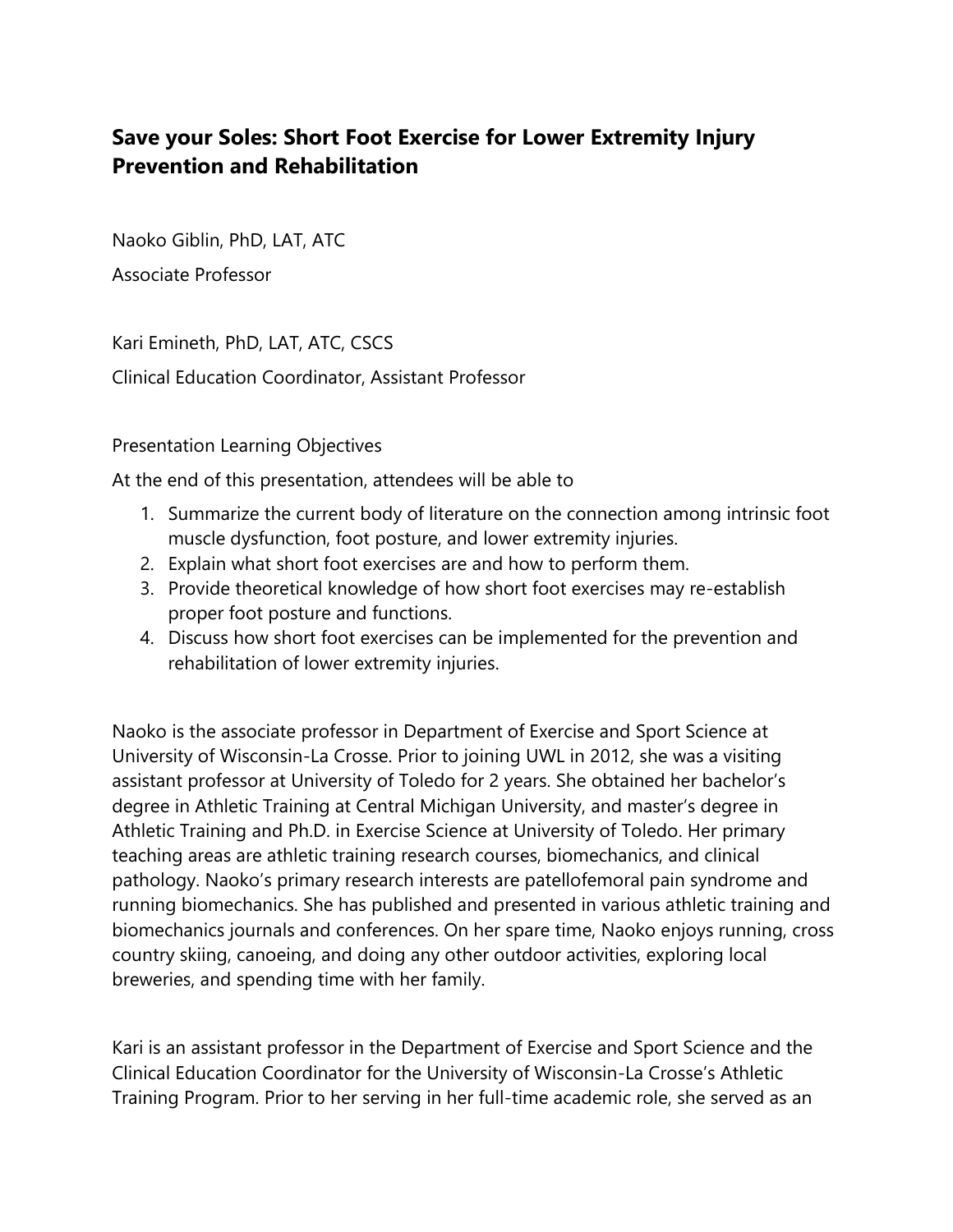# Save your Soles: Short Foot Exercise for Lower Extremity Injury Prevention and Rehabilitation

Naoko Giblin, PhD, LAT, ATC

Associate Professor

Kari Emineth, PhD, LAT, ATC, CSCS

Clinical Education Coordinator, Assistant Professor

Presentation Learning Objectives

At the end of this presentation, attendees will be able to

1. Summarize the current body of literature on the connection among intrinsic foot muscle dysfunction, foot posture, and lower extremity injuries.
2. Explain what short foot exercises are and how to perform them.
3. Provide theoretical knowledge of how short foot exercises may re-establish proper foot posture and functions.
4. Discuss how short foot exercises can be implemented for the prevention and rehabilitation of lower extremity injuries.

Naoko is the associate professor in Department of Exercise and Sport Science at University of Wisconsin-La Crosse. Prior to joining UWL in 2012, she was a visiting assistant professor at University of Toledo for 2 years. She obtained her bachelor's degree in Athletic Training at Central Michigan University, and master's degree in Athletic Training and Ph.D. in Exercise Science at University of Toledo. Her primary teaching areas are athletic training research courses, biomechanics, and clinical pathology. Naoko's primary research interests are patellofemoral pain syndrome and running biomechanics. She has published and presented in various athletic training and biomechanics journals and conferences. On her spare time, Naoko enjoys running, cross country skiing, canoeing, and doing any other outdoor activities, exploring local breweries, and spending time with her family.

Kari is an assistant professor in the Department of Exercise and Sport Science and the Clinical Education Coordinator for the University of Wisconsin-La Crosse's Athletic Training Program. Prior to her serving in her full-time academic role, she served as an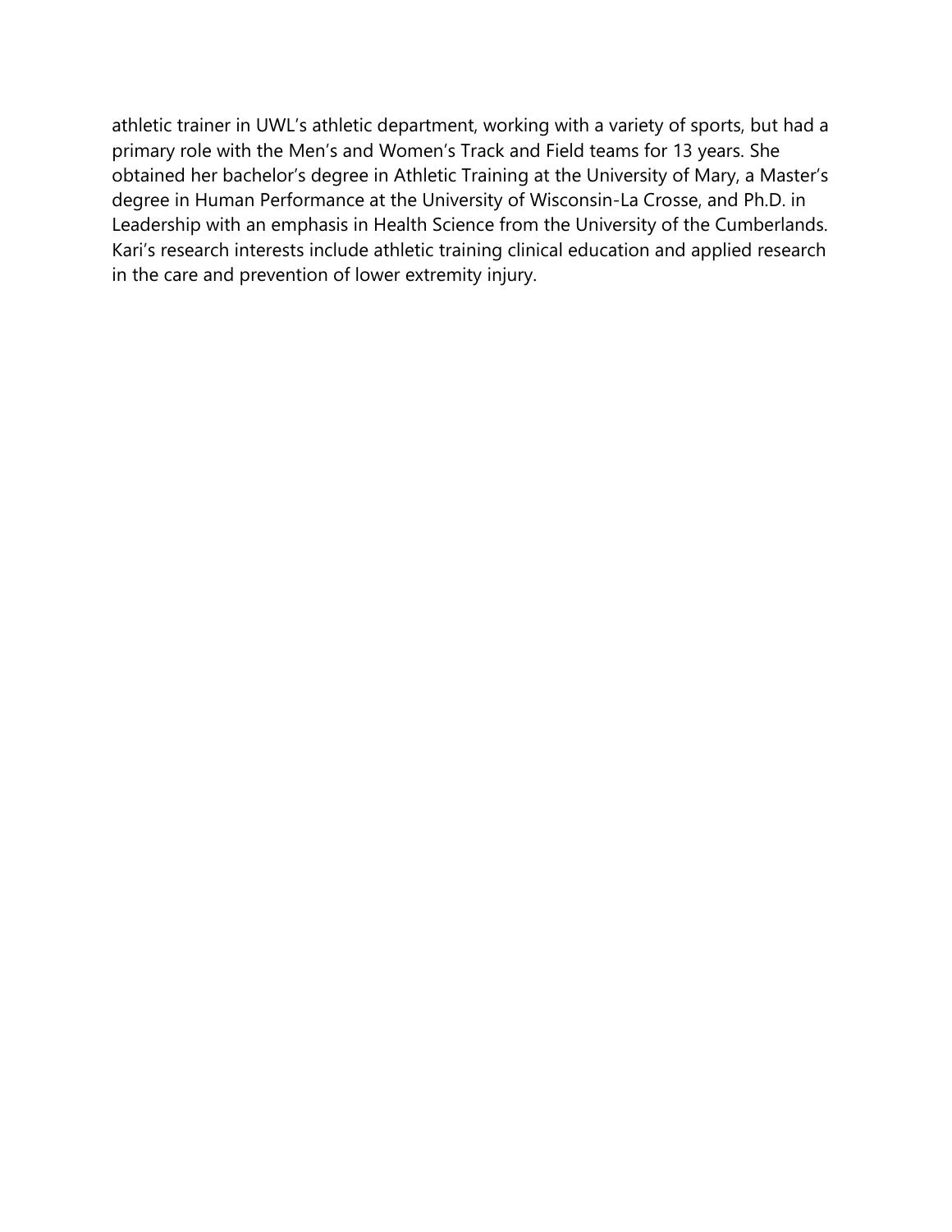athletic trainer in UWL's athletic department, working with a variety of sports, but had a primary role with the Men's and Women's Track and Field teams for 13 years. She obtained her bachelor's degree in Athletic Training at the University of Mary, a Master's degree in Human Performance at the University of Wisconsin-La Crosse, and Ph.D. in Leadership with an emphasis in Health Science from the University of the Cumberlands. Kari's research interests include athletic training clinical education and applied research in the care and prevention of lower extremity injury.